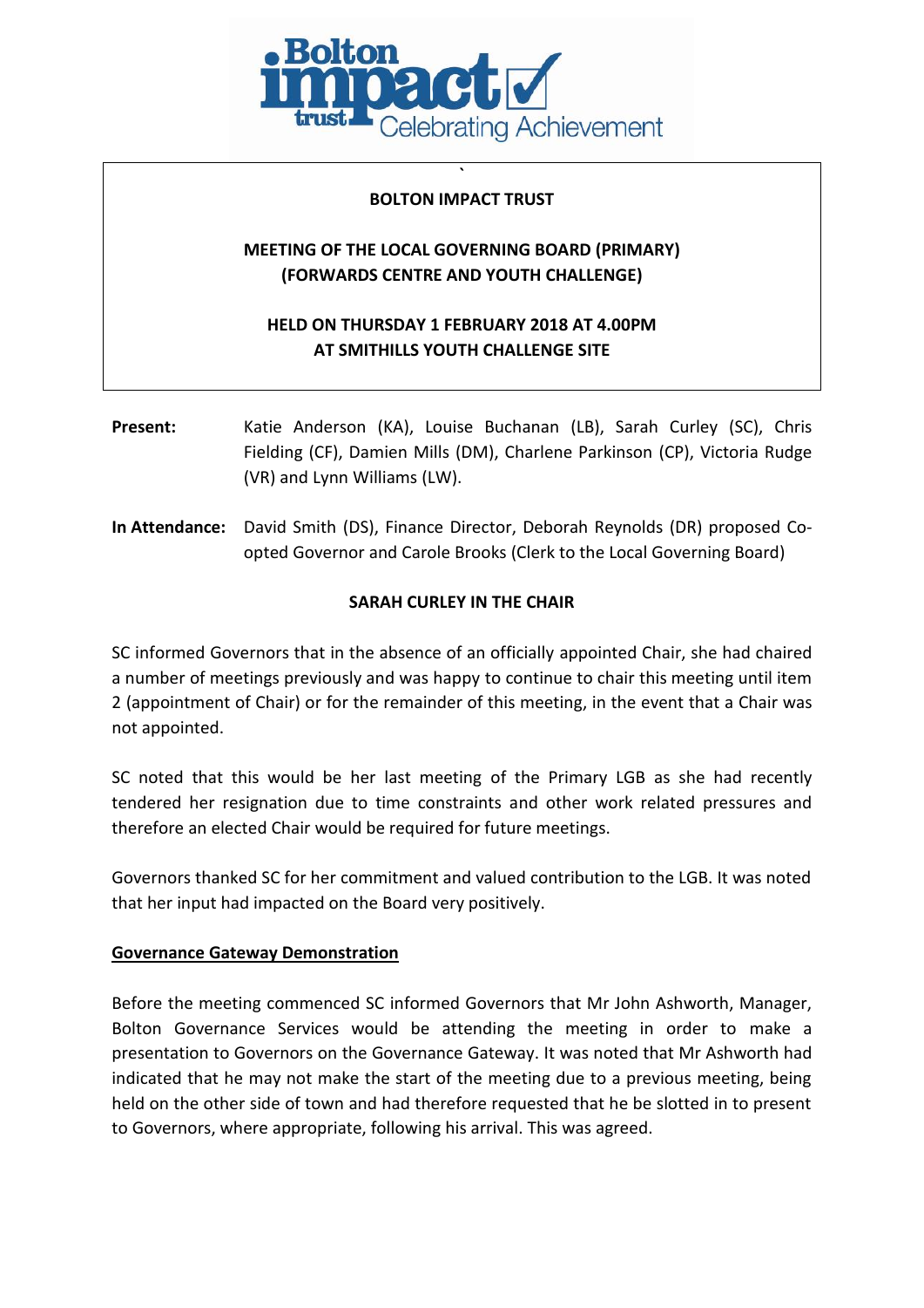Bolton impact trust Celebrating Achievement

**BOLTON IMPACT TRUST**

**MEETING OF THE LOCAL GOVERNING BOARD (PRIMARY)**
**(FORWARDS CENTRE AND YOUTH CHALLENGE)**

**HELD ON THURSDAY 1 FEBRUARY 2018 AT 4.00PM**
**AT SMITHILLS YOUTH CHALLENGE SITE**

**Present:** Katie Anderson (KA), Louise Buchanan (LB), Sarah Curley (SC), Chris Fielding (CF), Damien Mills (DM), Charlene Parkinson (CP), Victoria Rudge (VR) and Lynn Williams (LW).

**In Attendance:** David Smith (DS), Finance Director, Deborah Reynolds (DR) proposed Co-opted Governor and Carole Brooks (Clerk to the Local Governing Board)

**SARAH CURLEY IN THE CHAIR**

SC informed Governors that in the absence of an officially appointed Chair, she had chaired a number of meetings previously and was happy to continue to chair this meeting until item 2 (appointment of Chair) or for the remainder of this meeting, in the event that a Chair was not appointed.

SC noted that this would be her last meeting of the Primary LGB as she had recently tendered her resignation due to time constraints and other work related pressures and therefore an elected Chair would be required for future meetings.

Governors thanked SC for her commitment and valued contribution to the LGB. It was noted that her input had impacted on the Board very positively.

**Governance Gateway Demonstration**

Before the meeting commenced SC informed Governors that Mr John Ashworth, Manager, Bolton Governance Services would be attending the meeting in order to make a presentation to Governors on the Governance Gateway. It was noted that Mr Ashworth had indicated that he may not make the start of the meeting due to a previous meeting, being held on the other side of town and had therefore requested that he be slotted in to present to Governors, where appropriate, following his arrival. This was agreed.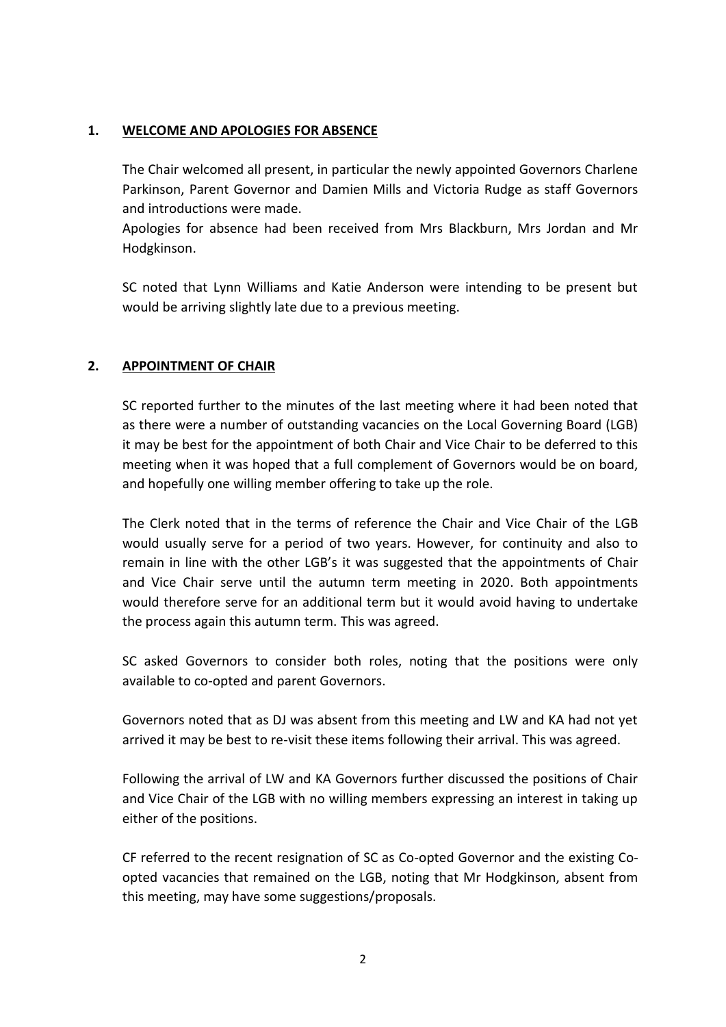## 1. WELCOME AND APOLOGIES FOR ABSENCE

The Chair welcomed all present, in particular the newly appointed Governors Charlene Parkinson, Parent Governor and Damien Mills and Victoria Rudge as staff Governors and introductions were made.

Apologies for absence had been received from Mrs Blackburn, Mrs Jordan and Mr Hodgkinson.

SC noted that Lynn Williams and Katie Anderson were intending to be present but would be arriving slightly late due to a previous meeting.

## 2. APPOINTMENT OF CHAIR

SC reported further to the minutes of the last meeting where it had been noted that as there were a number of outstanding vacancies on the Local Governing Board (LGB) it may be best for the appointment of both Chair and Vice Chair to be deferred to this meeting when it was hoped that a full complement of Governors would be on board, and hopefully one willing member offering to take up the role.

The Clerk noted that in the terms of reference the Chair and Vice Chair of the LGB would usually serve for a period of two years. However, for continuity and also to remain in line with the other LGB's it was suggested that the appointments of Chair and Vice Chair serve until the autumn term meeting in 2020. Both appointments would therefore serve for an additional term but it would avoid having to undertake the process again this autumn term. This was agreed.

SC asked Governors to consider both roles, noting that the positions were only available to co-opted and parent Governors.

Governors noted that as DJ was absent from this meeting and LW and KA had not yet arrived it may be best to re-visit these items following their arrival. This was agreed.

Following the arrival of LW and KA Governors further discussed the positions of Chair and Vice Chair of the LGB with no willing members expressing an interest in taking up either of the positions.

CF referred to the recent resignation of SC as Co-opted Governor and the existing Co-opted vacancies that remained on the LGB, noting that Mr Hodgkinson, absent from this meeting, may have some suggestions/proposals.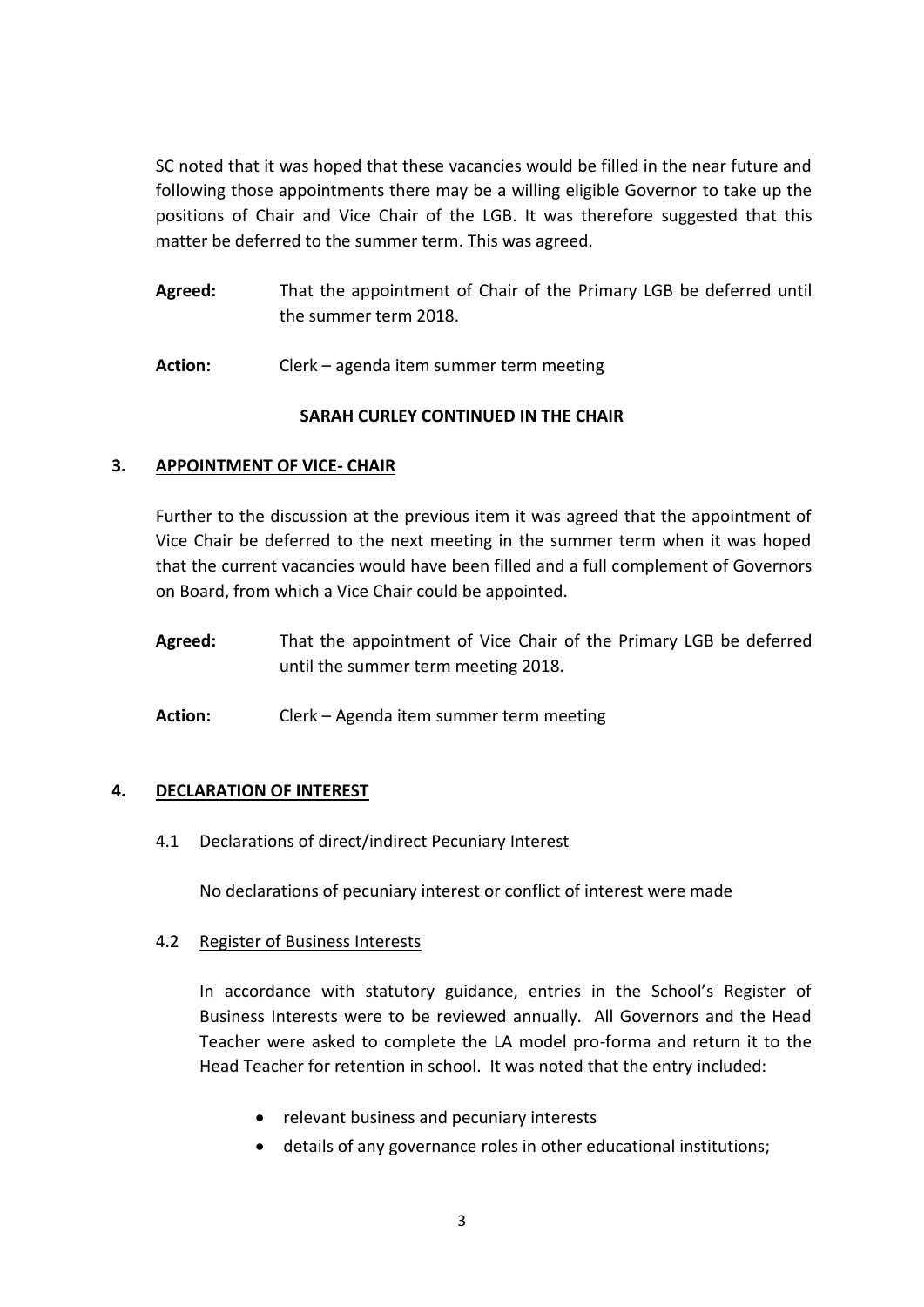SC noted that it was hoped that these vacancies would be filled in the near future and following those appointments there may be a willing eligible Governor to take up the positions of Chair and Vice Chair of the LGB. It was therefore suggested that this matter be deferred to the summer term. This was agreed.

**Agreed:** That the appointment of Chair of the Primary LGB be deferred until the summer term 2018.

**Action:** Clerk – agenda item summer term meeting

**SARAH CURLEY CONTINUED IN THE CHAIR**

## 3. APPOINTMENT OF VICE- CHAIR

Further to the discussion at the previous item it was agreed that the appointment of Vice Chair be deferred to the next meeting in the summer term when it was hoped that the current vacancies would have been filled and a full complement of Governors on Board, from which a Vice Chair could be appointed.

**Agreed:** That the appointment of Vice Chair of the Primary LGB be deferred until the summer term meeting 2018.

**Action:** Clerk – Agenda item summer term meeting

## 4. DECLARATION OF INTEREST

### 4.1 Declarations of direct/indirect Pecuniary Interest

No declarations of pecuniary interest or conflict of interest were made

### 4.2 Register of Business Interests

In accordance with statutory guidance, entries in the School's Register of Business Interests were to be reviewed annually. All Governors and the Head Teacher were asked to complete the LA model pro-forma and return it to the Head Teacher for retention in school. It was noted that the entry included:

- relevant business and pecuniary interests
- details of any governance roles in other educational institutions;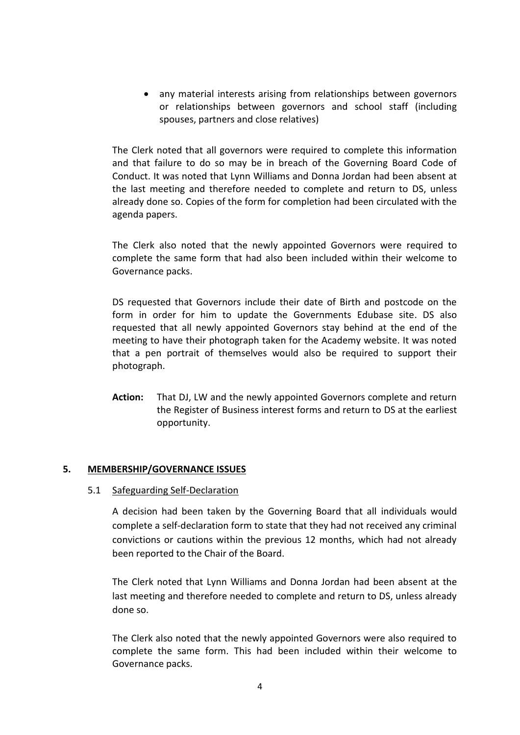- any material interests arising from relationships between governors or relationships between governors and school staff (including spouses, partners and close relatives)

The Clerk noted that all governors were required to complete this information and that failure to do so may be in breach of the Governing Board Code of Conduct. It was noted that Lynn Williams and Donna Jordan had been absent at the last meeting and therefore needed to complete and return to DS, unless already done so. Copies of the form for completion had been circulated with the agenda papers.

The Clerk also noted that the newly appointed Governors were required to complete the same form that had also been included within their welcome to Governance packs.

DS requested that Governors include their date of Birth and postcode on the form in order for him to update the Governments Edubase site. DS also requested that all newly appointed Governors stay behind at the end of the meeting to have their photograph taken for the Academy website. It was noted that a pen portrait of themselves would also be required to support their photograph.

**Action:** That DJ, LW and the newly appointed Governors complete and return the Register of Business interest forms and return to DS at the earliest opportunity.

## 5. MEMBERSHIP/GOVERNANCE ISSUES

### 5.1 Safeguarding Self-Declaration

A decision had been taken by the Governing Board that all individuals would complete a self-declaration form to state that they had not received any criminal convictions or cautions within the previous 12 months, which had not already been reported to the Chair of the Board.

The Clerk noted that Lynn Williams and Donna Jordan had been absent at the last meeting and therefore needed to complete and return to DS, unless already done so.

The Clerk also noted that the newly appointed Governors were also required to complete the same form. This had been included within their welcome to Governance packs.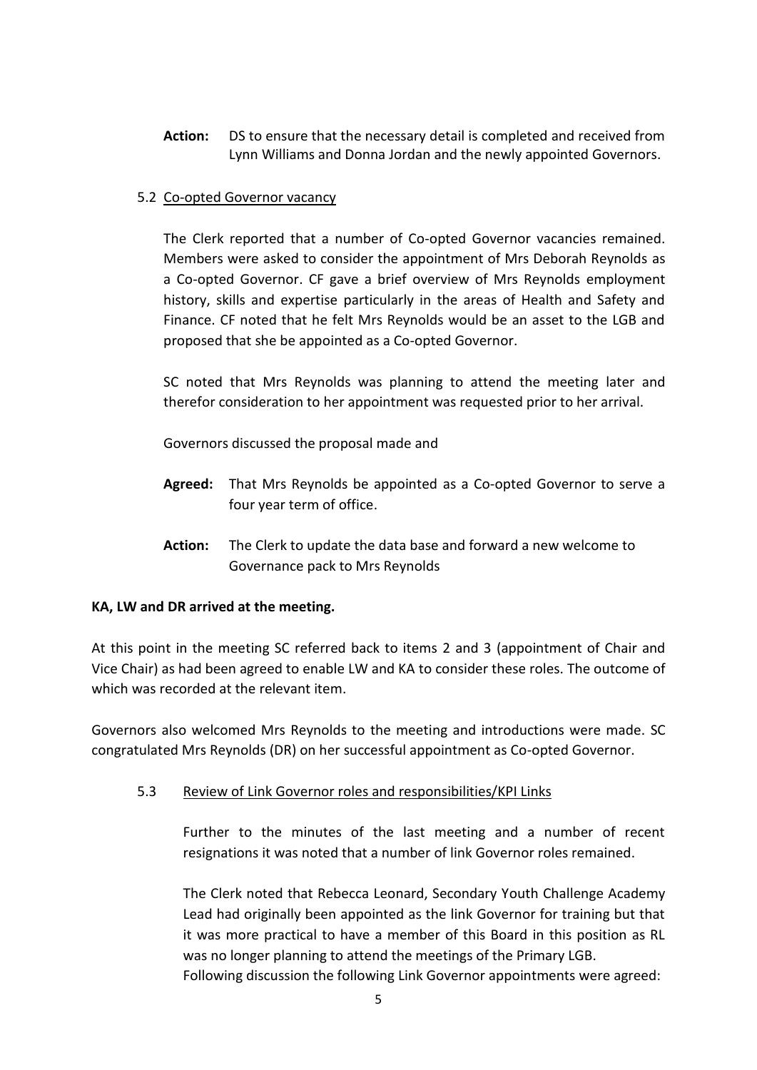**Action:** DS to ensure that the necessary detail is completed and received from Lynn Williams and Donna Jordan and the newly appointed Governors.

5.2 <u>Co-opted Governor vacancy</u>

The Clerk reported that a number of Co-opted Governor vacancies remained. Members were asked to consider the appointment of Mrs Deborah Reynolds as a Co-opted Governor. CF gave a brief overview of Mrs Reynolds employment history, skills and expertise particularly in the areas of Health and Safety and Finance. CF noted that he felt Mrs Reynolds would be an asset to the LGB and proposed that she be appointed as a Co-opted Governor.

SC noted that Mrs Reynolds was planning to attend the meeting later and therefor consideration to her appointment was requested prior to her arrival.

Governors discussed the proposal made and

**Agreed:** That Mrs Reynolds be appointed as a Co-opted Governor to serve a four year term of office.

**Action:** The Clerk to update the data base and forward a new welcome to Governance pack to Mrs Reynolds

**KA, LW and DR arrived at the meeting.**

At this point in the meeting SC referred back to items 2 and 3 (appointment of Chair and Vice Chair) as had been agreed to enable LW and KA to consider these roles. The outcome of which was recorded at the relevant item.

Governors also welcomed Mrs Reynolds to the meeting and introductions were made. SC congratulated Mrs Reynolds (DR) on her successful appointment as Co-opted Governor.

5.3 <u>Review of Link Governor roles and responsibilities/KPI Links</u>

Further to the minutes of the last meeting and a number of recent resignations it was noted that a number of link Governor roles remained.

The Clerk noted that Rebecca Leonard, Secondary Youth Challenge Academy Lead had originally been appointed as the link Governor for training but that it was more practical to have a member of this Board in this position as RL was no longer planning to attend the meetings of the Primary LGB.
Following discussion the following Link Governor appointments were agreed: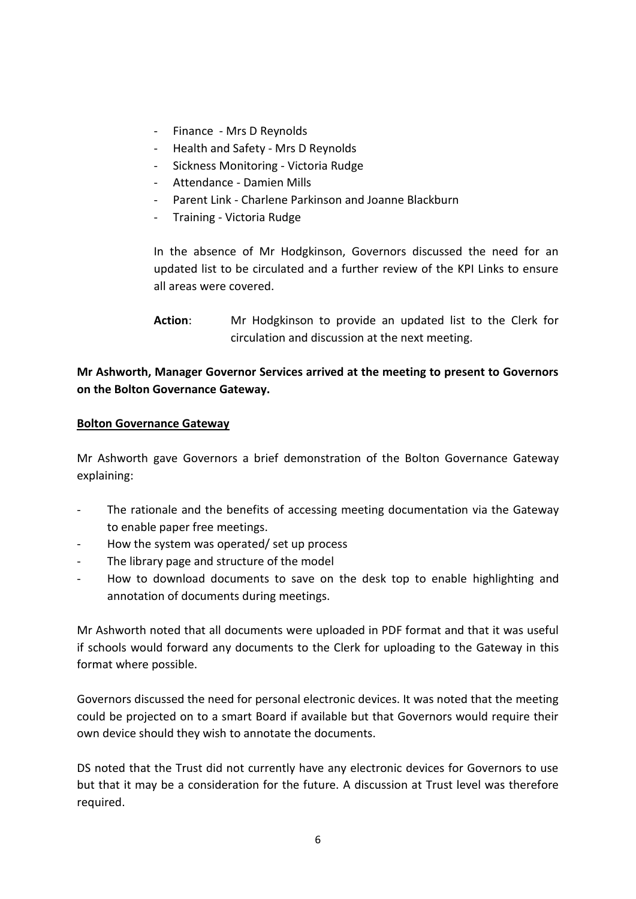- Finance - Mrs D Reynolds
- Health and Safety - Mrs D Reynolds
- Sickness Monitoring - Victoria Rudge
- Attendance - Damien Mills
- Parent Link - Charlene Parkinson and Joanne Blackburn
- Training - Victoria Rudge

In the absence of Mr Hodgkinson, Governors discussed the need for an updated list to be circulated and a further review of the KPI Links to ensure all areas were covered.

**Action**: Mr Hodgkinson to provide an updated list to the Clerk for circulation and discussion at the next meeting.

**Mr Ashworth, Manager Governor Services arrived at the meeting to present to Governors on the Bolton Governance Gateway.**

**Bolton Governance Gateway**

Mr Ashworth gave Governors a brief demonstration of the Bolton Governance Gateway explaining:

- The rationale and the benefits of accessing meeting documentation via the Gateway to enable paper free meetings.
- How the system was operated/ set up process
- The library page and structure of the model
- How to download documents to save on the desk top to enable highlighting and annotation of documents during meetings.

Mr Ashworth noted that all documents were uploaded in PDF format and that it was useful if schools would forward any documents to the Clerk for uploading to the Gateway in this format where possible.

Governors discussed the need for personal electronic devices. It was noted that the meeting could be projected on to a smart Board if available but that Governors would require their own device should they wish to annotate the documents.

DS noted that the Trust did not currently have any electronic devices for Governors to use but that it may be a consideration for the future. A discussion at Trust level was therefore required.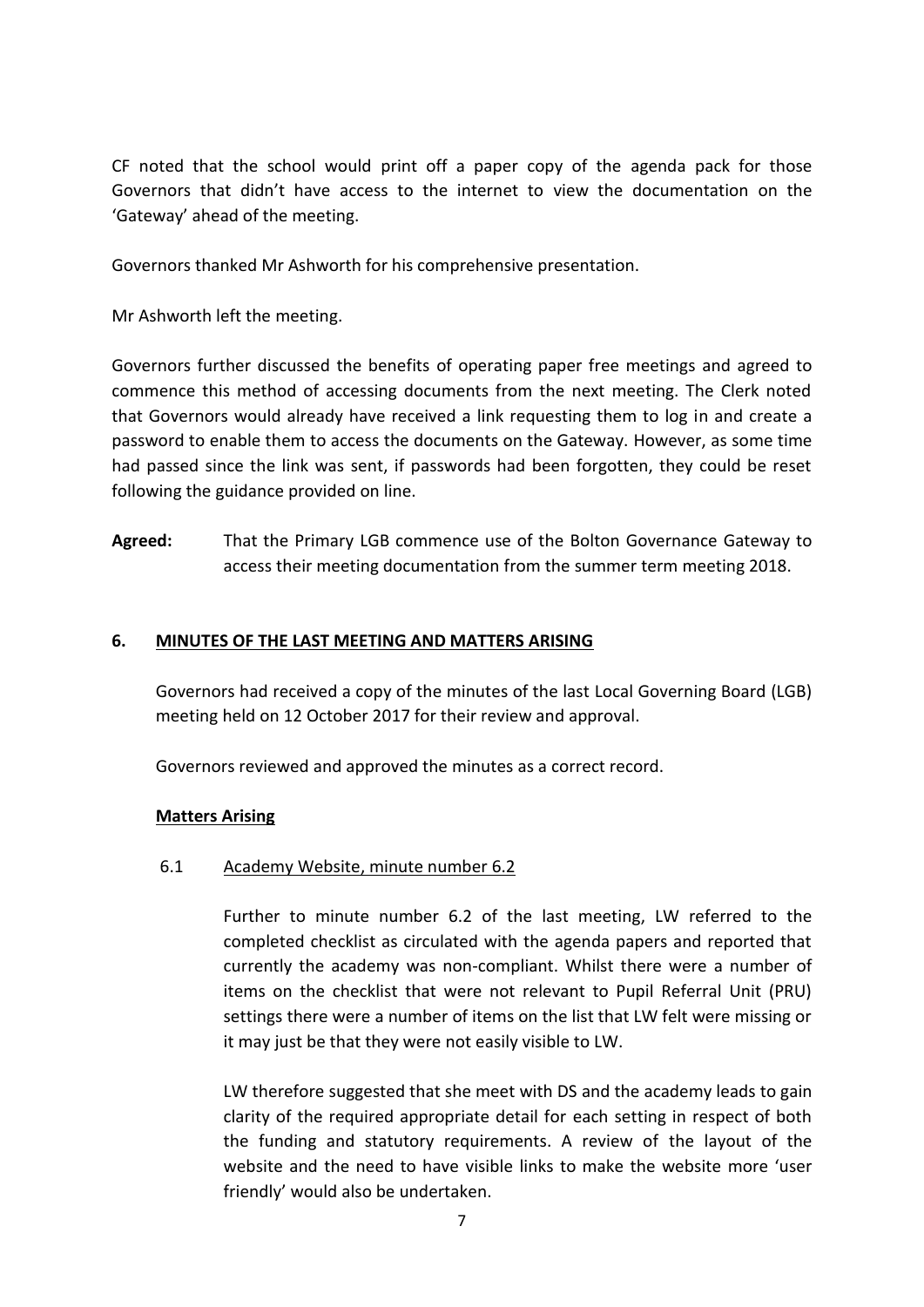CF noted that the school would print off a paper copy of the agenda pack for those Governors that didn't have access to the internet to view the documentation on the 'Gateway' ahead of the meeting.

Governors thanked Mr Ashworth for his comprehensive presentation.

Mr Ashworth left the meeting.

Governors further discussed the benefits of operating paper free meetings and agreed to commence this method of accessing documents from the next meeting. The Clerk noted that Governors would already have received a link requesting them to log in and create a password to enable them to access the documents on the Gateway. However, as some time had passed since the link was sent, if passwords had been forgotten, they could be reset following the guidance provided on line.

**Agreed:** That the Primary LGB commence use of the Bolton Governance Gateway to access their meeting documentation from the summer term meeting 2018.

## 6. MINUTES OF THE LAST MEETING AND MATTERS ARISING

Governors had received a copy of the minutes of the last Local Governing Board (LGB) meeting held on 12 October 2017 for their review and approval.

Governors reviewed and approved the minutes as a correct record.

### Matters Arising

6.1 Academy Website, minute number 6.2

Further to minute number 6.2 of the last meeting, LW referred to the completed checklist as circulated with the agenda papers and reported that currently the academy was non-compliant. Whilst there were a number of items on the checklist that were not relevant to Pupil Referral Unit (PRU) settings there were a number of items on the list that LW felt were missing or it may just be that they were not easily visible to LW.

LW therefore suggested that she meet with DS and the academy leads to gain clarity of the required appropriate detail for each setting in respect of both the funding and statutory requirements. A review of the layout of the website and the need to have visible links to make the website more 'user friendly' would also be undertaken.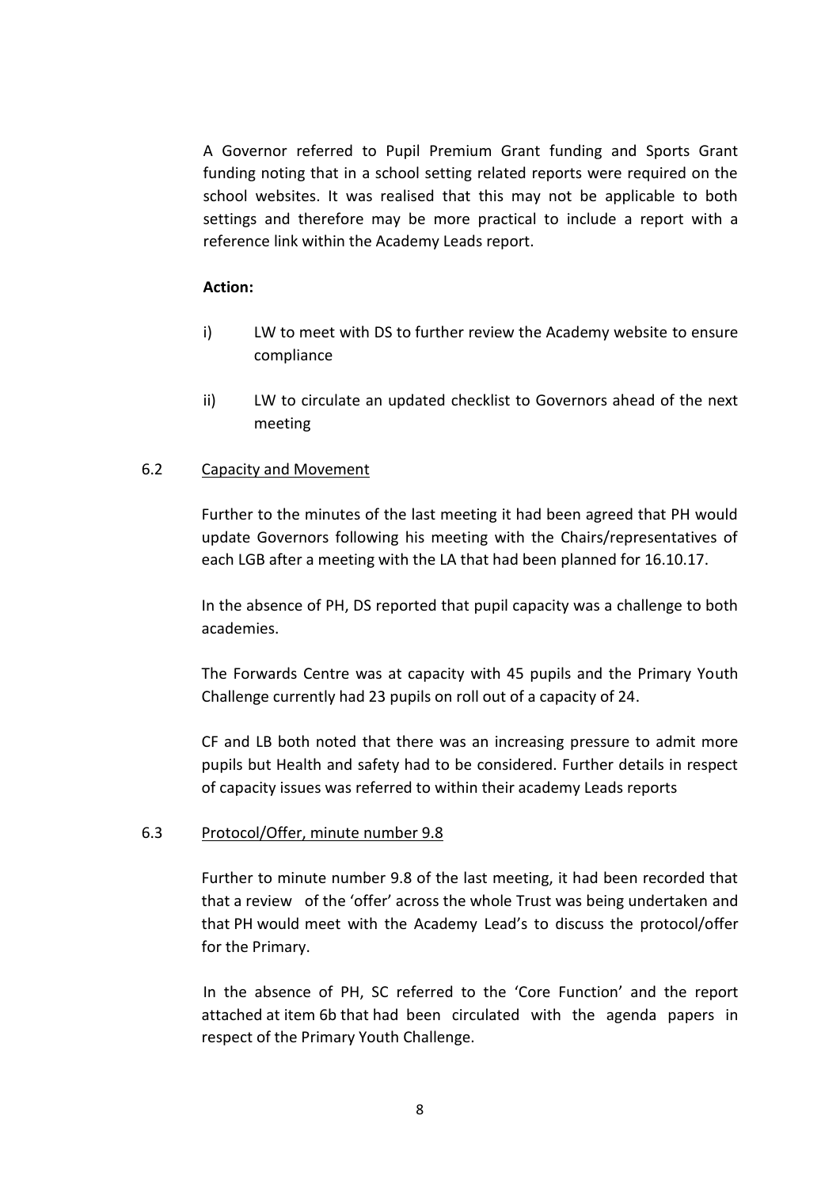A Governor referred to Pupil Premium Grant funding and Sports Grant funding noting that in a school setting related reports were required on the school websites. It was realised that this may not be applicable to both settings and therefore may be more practical to include a report with a reference link within the Academy Leads report.

**Action:**

i) LW to meet with DS to further review the Academy website to ensure compliance

ii) LW to circulate an updated checklist to Governors ahead of the next meeting

6.2 Capacity and Movement

Further to the minutes of the last meeting it had been agreed that PH would update Governors following his meeting with the Chairs/representatives of each LGB after a meeting with the LA that had been planned for 16.10.17.

In the absence of PH, DS reported that pupil capacity was a challenge to both academies.

The Forwards Centre was at capacity with 45 pupils and the Primary Youth Challenge currently had 23 pupils on roll out of a capacity of 24.

CF and LB both noted that there was an increasing pressure to admit more pupils but Health and safety had to be considered. Further details in respect of capacity issues was referred to within their academy Leads reports

6.3 Protocol/Offer, minute number 9.8

Further to minute number 9.8 of the last meeting, it had been recorded that that a review of the 'offer' across the whole Trust was being undertaken and that PH would meet with the Academy Lead's to discuss the protocol/offer for the Primary.

In the absence of PH, SC referred to the 'Core Function' and the report attached at item 6b that had been circulated with the agenda papers in respect of the Primary Youth Challenge.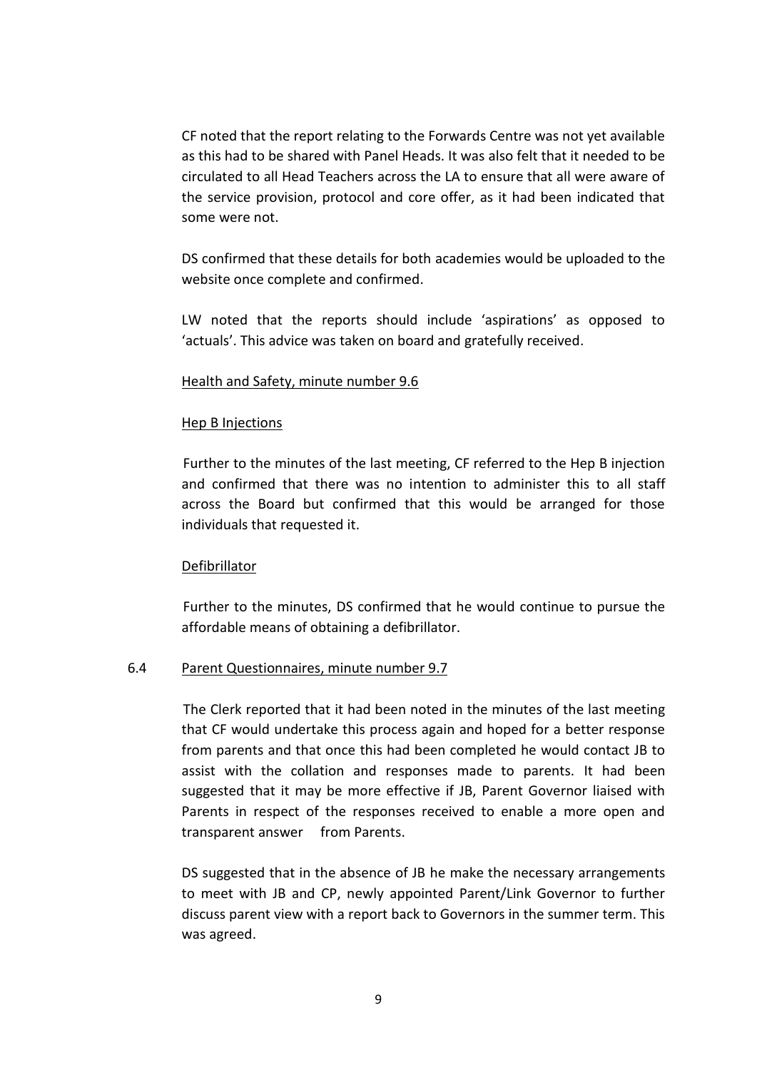CF noted that the report relating to the Forwards Centre was not yet available as this had to be shared with Panel Heads. It was also felt that it needed to be circulated to all Head Teachers across the LA to ensure that all were aware of the service provision, protocol and core offer, as it had been indicated that some were not.

DS confirmed that these details for both academies would be uploaded to the website once complete and confirmed.

LW noted that the reports should include 'aspirations' as opposed to 'actuals'. This advice was taken on board and gratefully received.

<u>Health and Safety, minute number 9.6</u>

<u>Hep B Injections</u>

Further to the minutes of the last meeting, CF referred to the Hep B injection and confirmed that there was no intention to administer this to all staff across the Board but confirmed that this would be arranged for those individuals that requested it.

<u>Defibrillator</u>

Further to the minutes, DS confirmed that he would continue to pursue the affordable means of obtaining a defibrillator.

6.4 <u>Parent Questionnaires, minute number 9.7</u>

The Clerk reported that it had been noted in the minutes of the last meeting that CF would undertake this process again and hoped for a better response from parents and that once this had been completed he would contact JB to assist with the collation and responses made to parents. It had been suggested that it may be more effective if JB, Parent Governor liaised with Parents in respect of the responses received to enable a more open and transparent answer from Parents.

DS suggested that in the absence of JB he make the necessary arrangements to meet with JB and CP, newly appointed Parent/Link Governor to further discuss parent view with a report back to Governors in the summer term. This was agreed.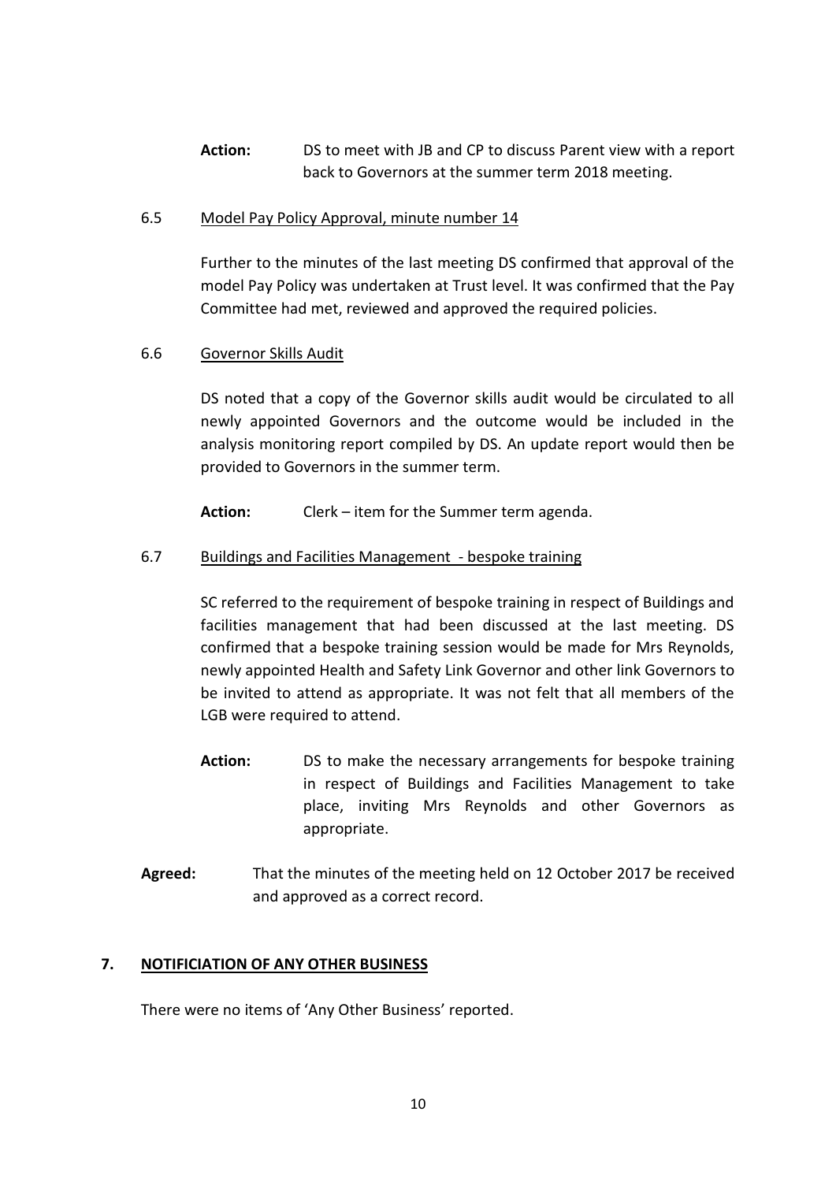**Action:** DS to meet with JB and CP to discuss Parent view with a report back to Governors at the summer term 2018 meeting.

6.5 Model Pay Policy Approval, minute number 14

Further to the minutes of the last meeting DS confirmed that approval of the model Pay Policy was undertaken at Trust level. It was confirmed that the Pay Committee had met, reviewed and approved the required policies.

6.6 Governor Skills Audit

DS noted that a copy of the Governor skills audit would be circulated to all newly appointed Governors and the outcome would be included in the analysis monitoring report compiled by DS. An update report would then be provided to Governors in the summer term.

**Action:** Clerk – item for the Summer term agenda.

6.7 Buildings and Facilities Management - bespoke training

SC referred to the requirement of bespoke training in respect of Buildings and facilities management that had been discussed at the last meeting. DS confirmed that a bespoke training session would be made for Mrs Reynolds, newly appointed Health and Safety Link Governor and other link Governors to be invited to attend as appropriate. It was not felt that all members of the LGB were required to attend.

**Action:** DS to make the necessary arrangements for bespoke training in respect of Buildings and Facilities Management to take place, inviting Mrs Reynolds and other Governors as appropriate.

**Agreed:** That the minutes of the meeting held on 12 October 2017 be received and approved as a correct record.

## 7. NOTIFICIATION OF ANY OTHER BUSINESS

There were no items of 'Any Other Business' reported.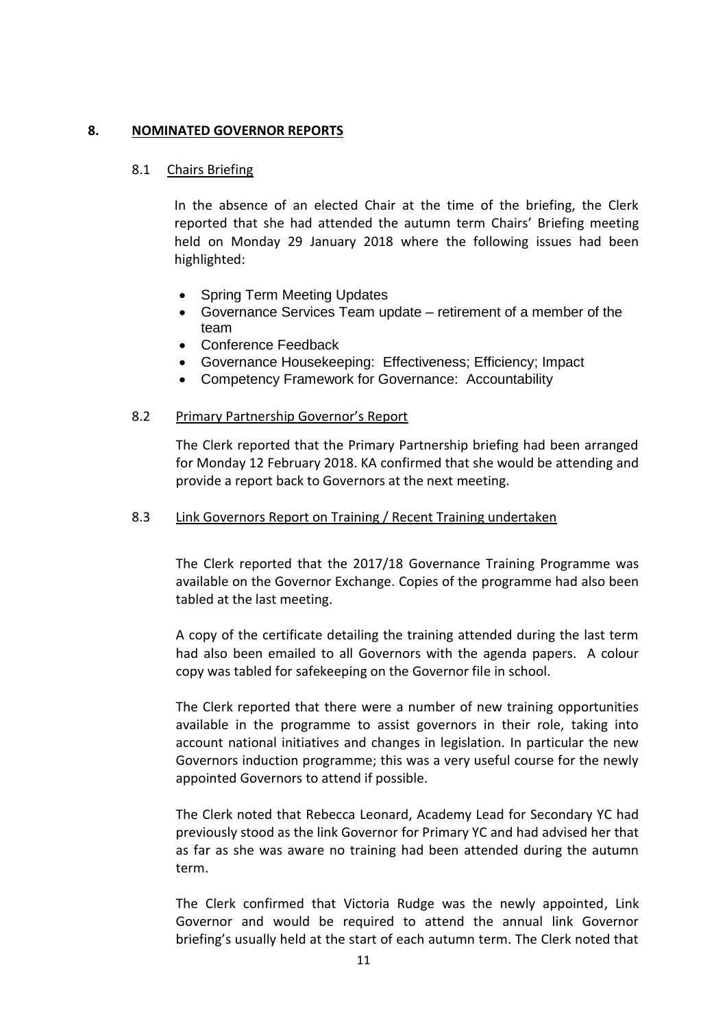## 8. NOMINATED GOVERNOR REPORTS

### 8.1 Chairs Briefing

In the absence of an elected Chair at the time of the briefing, the Clerk reported that she had attended the autumn term Chairs' Briefing meeting held on Monday 29 January 2018 where the following issues had been highlighted:

- Spring Term Meeting Updates
- Governance Services Team update – retirement of a member of the team
- Conference Feedback
- Governance Housekeeping: Effectiveness; Efficiency; Impact
- Competency Framework for Governance: Accountability

### 8.2 Primary Partnership Governor's Report

The Clerk reported that the Primary Partnership briefing had been arranged for Monday 12 February 2018. KA confirmed that she would be attending and provide a report back to Governors at the next meeting.

### 8.3 Link Governors Report on Training / Recent Training undertaken

The Clerk reported that the 2017/18 Governance Training Programme was available on the Governor Exchange. Copies of the programme had also been tabled at the last meeting.

A copy of the certificate detailing the training attended during the last term had also been emailed to all Governors with the agenda papers. A colour copy was tabled for safekeeping on the Governor file in school.

The Clerk reported that there were a number of new training opportunities available in the programme to assist governors in their role, taking into account national initiatives and changes in legislation. In particular the new Governors induction programme; this was a very useful course for the newly appointed Governors to attend if possible.

The Clerk noted that Rebecca Leonard, Academy Lead for Secondary YC had previously stood as the link Governor for Primary YC and had advised her that as far as she was aware no training had been attended during the autumn term.

The Clerk confirmed that Victoria Rudge was the newly appointed, Link Governor and would be required to attend the annual link Governor briefing's usually held at the start of each autumn term. The Clerk noted that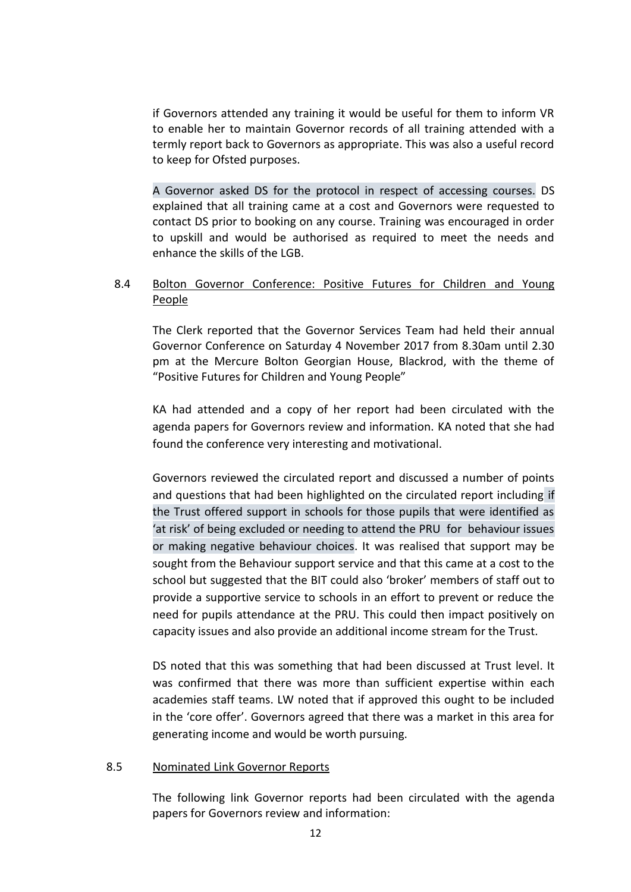if Governors attended any training it would be useful for them to inform VR to enable her to maintain Governor records of all training attended with a termly report back to Governors as appropriate. This was also a useful record to keep for Ofsted purposes.

A Governor asked DS for the protocol in respect of accessing courses. DS explained that all training came at a cost and Governors were requested to contact DS prior to booking on any course. Training was encouraged in order to upskill and would be authorised as required to meet the needs and enhance the skills of the LGB.

8.4 <u>Bolton Governor Conference: Positive Futures for Children and Young People</u>

The Clerk reported that the Governor Services Team had held their annual Governor Conference on Saturday 4 November 2017 from 8.30am until 2.30 pm at the Mercure Bolton Georgian House, Blackrod, with the theme of "Positive Futures for Children and Young People"

KA had attended and a copy of her report had been circulated with the agenda papers for Governors review and information. KA noted that she had found the conference very interesting and motivational.

Governors reviewed the circulated report and discussed a number of points and questions that had been highlighted on the circulated report including if the Trust offered support in schools for those pupils that were identified as 'at risk' of being excluded or needing to attend the PRU for behaviour issues or making negative behaviour choices. It was realised that support may be sought from the Behaviour support service and that this came at a cost to the school but suggested that the BIT could also 'broker' members of staff out to provide a supportive service to schools in an effort to prevent or reduce the need for pupils attendance at the PRU. This could then impact positively on capacity issues and also provide an additional income stream for the Trust.

DS noted that this was something that had been discussed at Trust level. It was confirmed that there was more than sufficient expertise within each academies staff teams. LW noted that if approved this ought to be included in the 'core offer'. Governors agreed that there was a market in this area for generating income and would be worth pursuing.

8.5 <u>Nominated Link Governor Reports</u>

The following link Governor reports had been circulated with the agenda papers for Governors review and information: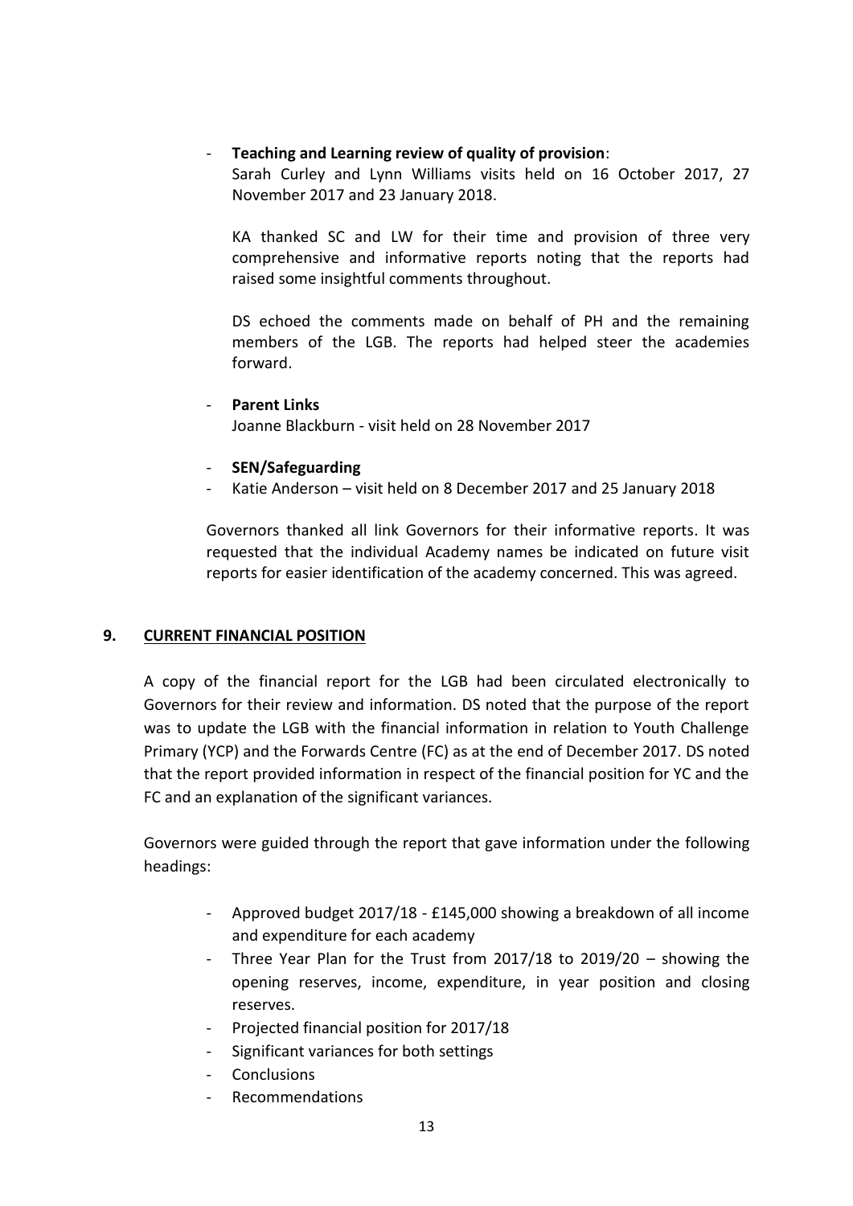- **Teaching and Learning review of quality of provision**:
  Sarah Curley and Lynn Williams visits held on 16 October 2017, 27 November 2017 and 23 January 2018.

  KA thanked SC and LW for their time and provision of three very comprehensive and informative reports noting that the reports had raised some insightful comments throughout.

  DS echoed the comments made on behalf of PH and the remaining members of the LGB. The reports had helped steer the academies forward.

- **Parent Links**
  Joanne Blackburn - visit held on 28 November 2017

- **SEN/Safeguarding**
- Katie Anderson – visit held on 8 December 2017 and 25 January 2018

Governors thanked all link Governors for their informative reports. It was requested that the individual Academy names be indicated on future visit reports for easier identification of the academy concerned. This was agreed.

## 9. CURRENT FINANCIAL POSITION

A copy of the financial report for the LGB had been circulated electronically to Governors for their review and information. DS noted that the purpose of the report was to update the LGB with the financial information in relation to Youth Challenge Primary (YCP) and the Forwards Centre (FC) as at the end of December 2017. DS noted that the report provided information in respect of the financial position for YC and the FC and an explanation of the significant variances.

Governors were guided through the report that gave information under the following headings:

- Approved budget 2017/18 - £145,000 showing a breakdown of all income and expenditure for each academy
- Three Year Plan for the Trust from 2017/18 to 2019/20 – showing the opening reserves, income, expenditure, in year position and closing reserves.
- Projected financial position for 2017/18
- Significant variances for both settings
- Conclusions
- Recommendations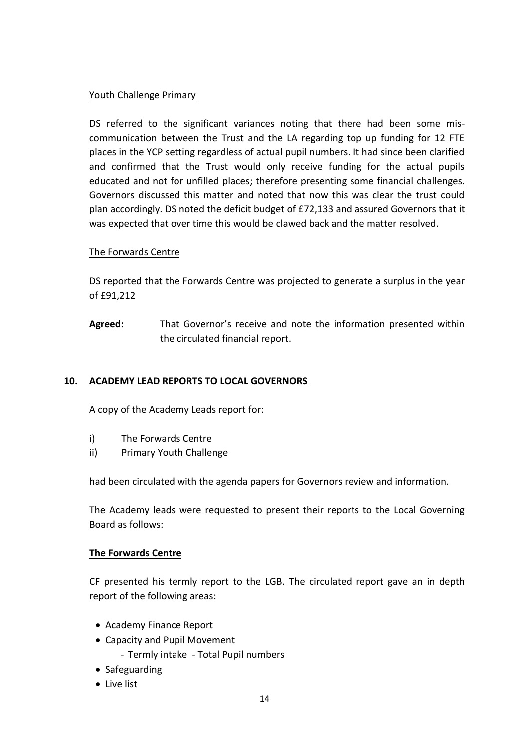Youth Challenge Primary

DS referred to the significant variances noting that there had been some mis-communication between the Trust and the LA regarding top up funding for 12 FTE places in the YCP setting regardless of actual pupil numbers. It had since been clarified and confirmed that the Trust would only receive funding for the actual pupils educated and not for unfilled places; therefore presenting some financial challenges. Governors discussed this matter and noted that now this was clear the trust could plan accordingly. DS noted the deficit budget of £72,133 and assured Governors that it was expected that over time this would be clawed back and the matter resolved.

The Forwards Centre

DS reported that the Forwards Centre was projected to generate a surplus in the year of £91,212

**Agreed:** That Governor's receive and note the information presented within the circulated financial report.

## 10. ACADEMY LEAD REPORTS TO LOCAL GOVERNORS

A copy of the Academy Leads report for:

i) The Forwards Centre
ii) Primary Youth Challenge

had been circulated with the agenda papers for Governors review and information.

The Academy leads were requested to present their reports to the Local Governing Board as follows:

**The Forwards Centre**

CF presented his termly report to the LGB. The circulated report gave an in depth report of the following areas:

- Academy Finance Report
- Capacity and Pupil Movement
  - Termly intake - Total Pupil numbers
- Safeguarding
- Live list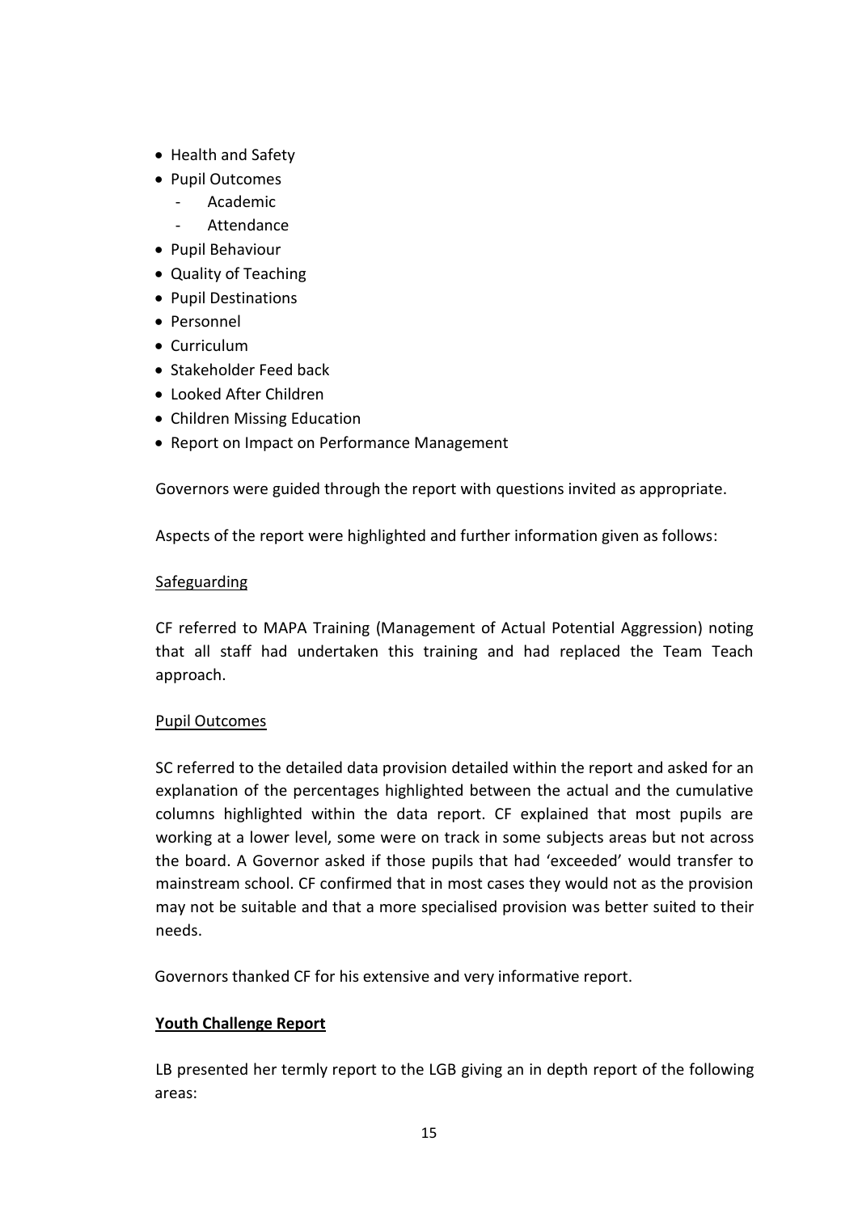- Health and Safety
- Pupil Outcomes
  - Academic
  - Attendance
- Pupil Behaviour
- Quality of Teaching
- Pupil Destinations
- Personnel
- Curriculum
- Stakeholder Feed back
- Looked After Children
- Children Missing Education
- Report on Impact on Performance Management

Governors were guided through the report with questions invited as appropriate.

Aspects of the report were highlighted and further information given as follows:

<u>Safeguarding</u>

CF referred to MAPA Training (Management of Actual Potential Aggression) noting that all staff had undertaken this training and had replaced the Team Teach approach.

<u>Pupil Outcomes</u>

SC referred to the detailed data provision detailed within the report and asked for an explanation of the percentages highlighted between the actual and the cumulative columns highlighted within the data report. CF explained that most pupils are working at a lower level, some were on track in some subjects areas but not across the board. A Governor asked if those pupils that had 'exceeded' would transfer to mainstream school. CF confirmed that in most cases they would not as the provision may not be suitable and that a more specialised provision was better suited to their needs.

Governors thanked CF for his extensive and very informative report.

**<u>Youth Challenge Report</u>**

LB presented her termly report to the LGB giving an in depth report of the following areas: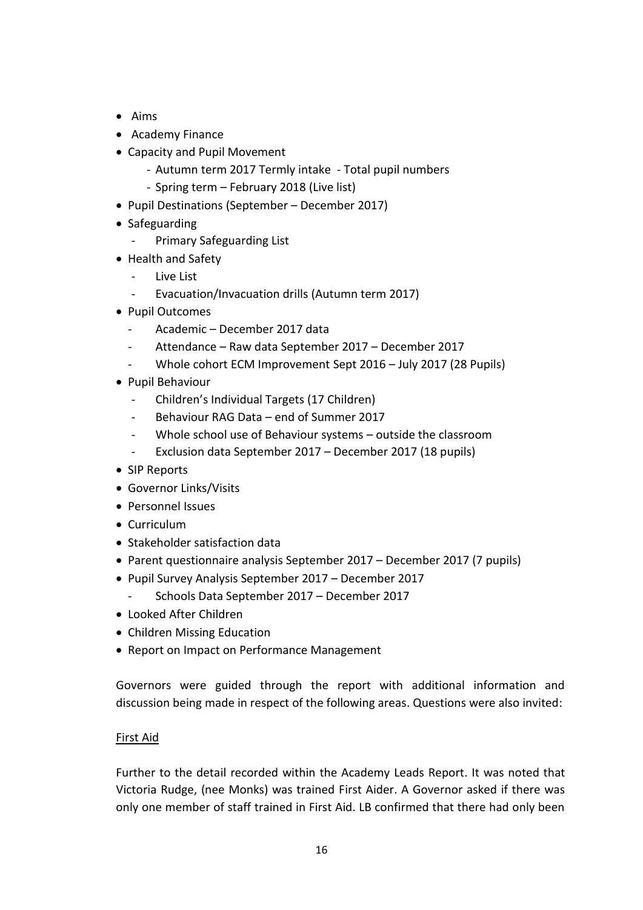- Aims
- Academy Finance
- Capacity and Pupil Movement
  - Autumn term 2017 Termly intake - Total pupil numbers
  - Spring term – February 2018 (Live list)
- Pupil Destinations (September – December 2017)
- Safeguarding
  - Primary Safeguarding List
- Health and Safety
  - Live List
  - Evacuation/Invacuation drills (Autumn term 2017)
- Pupil Outcomes
  - Academic – December 2017 data
  - Attendance – Raw data September 2017 – December 2017
  - Whole cohort ECM Improvement Sept 2016 – July 2017 (28 Pupils)
- Pupil Behaviour
  - Children's Individual Targets (17 Children)
  - Behaviour RAG Data – end of Summer 2017
  - Whole school use of Behaviour systems – outside the classroom
  - Exclusion data September 2017 – December 2017 (18 pupils)
- SIP Reports
- Governor Links/Visits
- Personnel Issues
- Curriculum
- Stakeholder satisfaction data
- Parent questionnaire analysis September 2017 – December 2017 (7 pupils)
- Pupil Survey Analysis September 2017 – December 2017
  - Schools Data September 2017 – December 2017
- Looked After Children
- Children Missing Education
- Report on Impact on Performance Management

Governors were guided through the report with additional information and discussion being made in respect of the following areas. Questions were also invited:

<u>First Aid</u>

Further to the detail recorded within the Academy Leads Report. It was noted that Victoria Rudge, (nee Monks) was trained First Aider. A Governor asked if there was only one member of staff trained in First Aid. LB confirmed that there had only been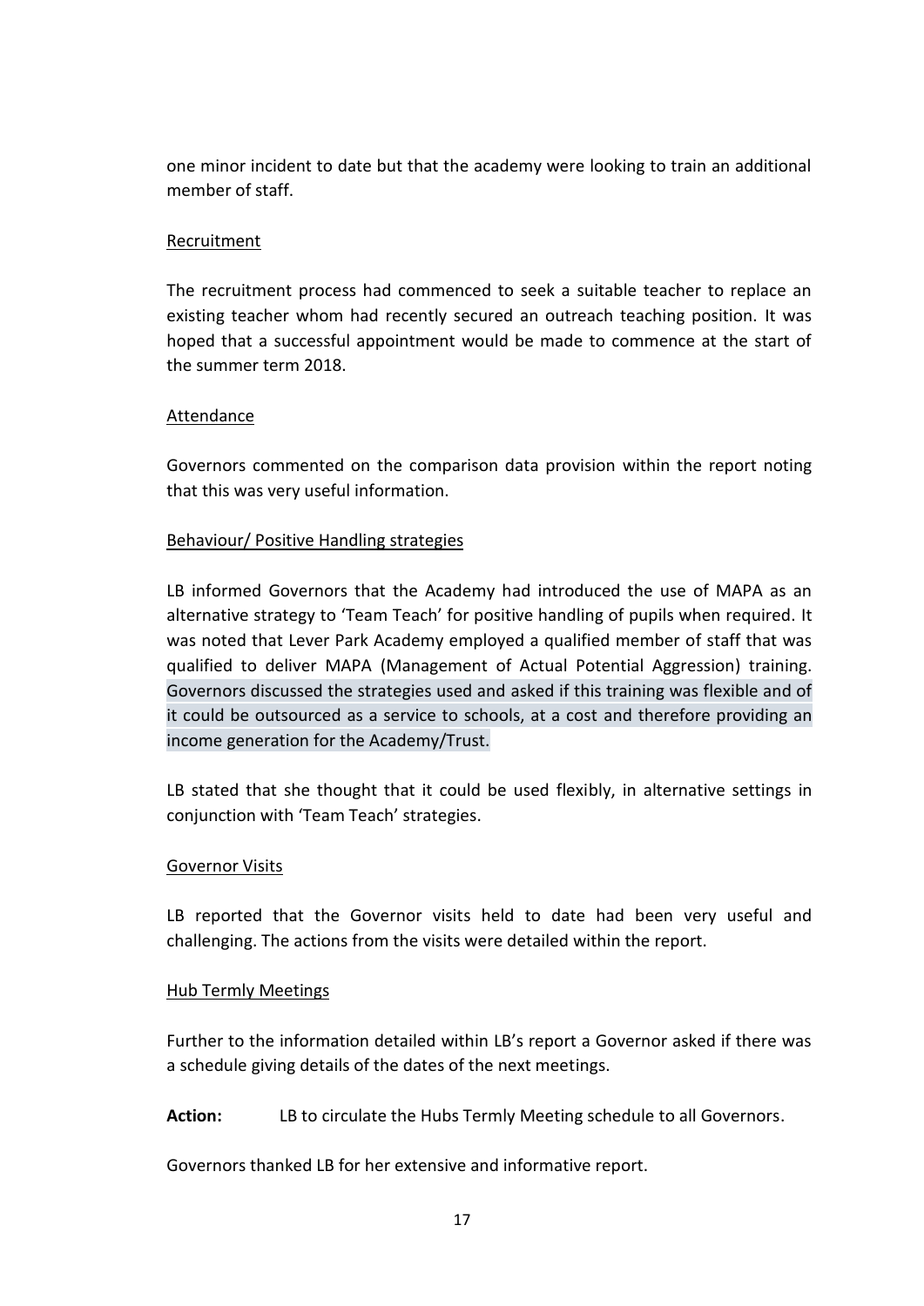one minor incident to date but that the academy were looking to train an additional member of staff.

<u>Recruitment</u>

The recruitment process had commenced to seek a suitable teacher to replace an existing teacher whom had recently secured an outreach teaching position. It was hoped that a successful appointment would be made to commence at the start of the summer term 2018.

<u>Attendance</u>

Governors commented on the comparison data provision within the report noting that this was very useful information.

<u>Behaviour/ Positive Handling strategies</u>

LB informed Governors that the Academy had introduced the use of MAPA as an alternative strategy to 'Team Teach' for positive handling of pupils when required. It was noted that Lever Park Academy employed a qualified member of staff that was qualified to deliver MAPA (Management of Actual Potential Aggression) training. Governors discussed the strategies used and asked if this training was flexible and of it could be outsourced as a service to schools, at a cost and therefore providing an income generation for the Academy/Trust.

LB stated that she thought that it could be used flexibly, in alternative settings in conjunction with 'Team Teach' strategies.

<u>Governor Visits</u>

LB reported that the Governor visits held to date had been very useful and challenging. The actions from the visits were detailed within the report.

<u>Hub Termly Meetings</u>

Further to the information detailed within LB's report a Governor asked if there was a schedule giving details of the dates of the next meetings.

**Action:** LB to circulate the Hubs Termly Meeting schedule to all Governors.

Governors thanked LB for her extensive and informative report.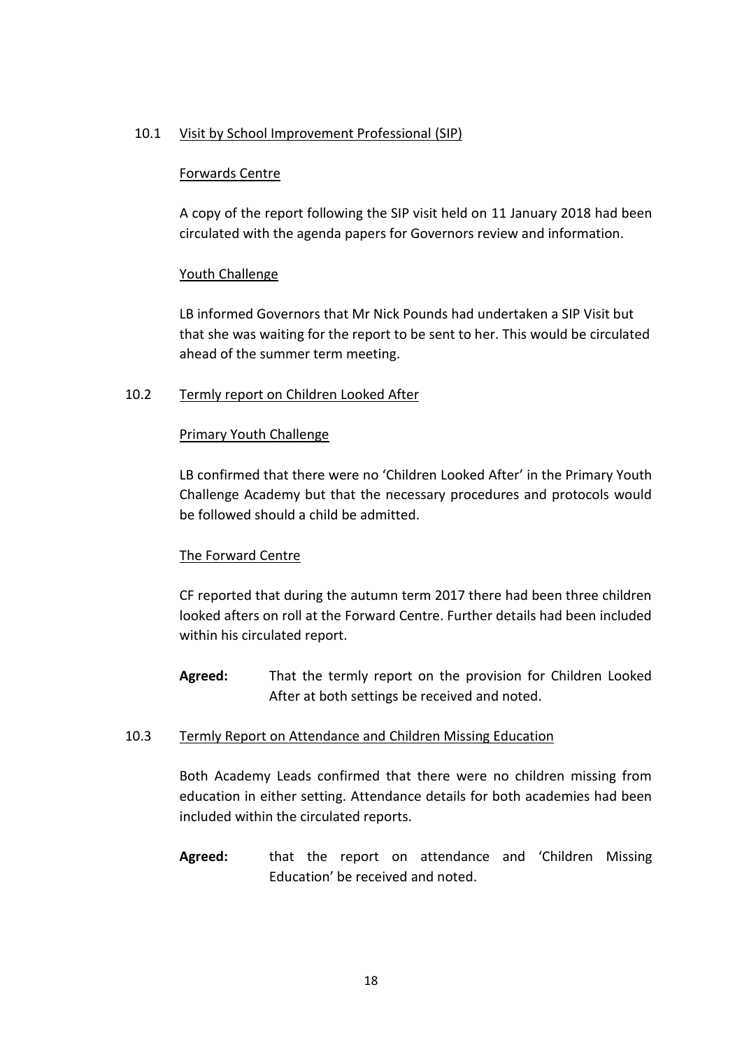10.1 Visit by School Improvement Professional (SIP)

Forwards Centre

A copy of the report following the SIP visit held on 11 January 2018 had been circulated with the agenda papers for Governors review and information.

Youth Challenge

LB informed Governors that Mr Nick Pounds had undertaken a SIP Visit but that she was waiting for the report to be sent to her. This would be circulated ahead of the summer term meeting.

10.2 Termly report on Children Looked After

Primary Youth Challenge

LB confirmed that there were no 'Children Looked After' in the Primary Youth Challenge Academy but that the necessary procedures and protocols would be followed should a child be admitted.

The Forward Centre

CF reported that during the autumn term 2017 there had been three children looked afters on roll at the Forward Centre. Further details had been included within his circulated report.

**Agreed:** That the termly report on the provision for Children Looked After at both settings be received and noted.

10.3 Termly Report on Attendance and Children Missing Education

Both Academy Leads confirmed that there were no children missing from education in either setting. Attendance details for both academies had been included within the circulated reports.

**Agreed:** that the report on attendance and 'Children Missing Education' be received and noted.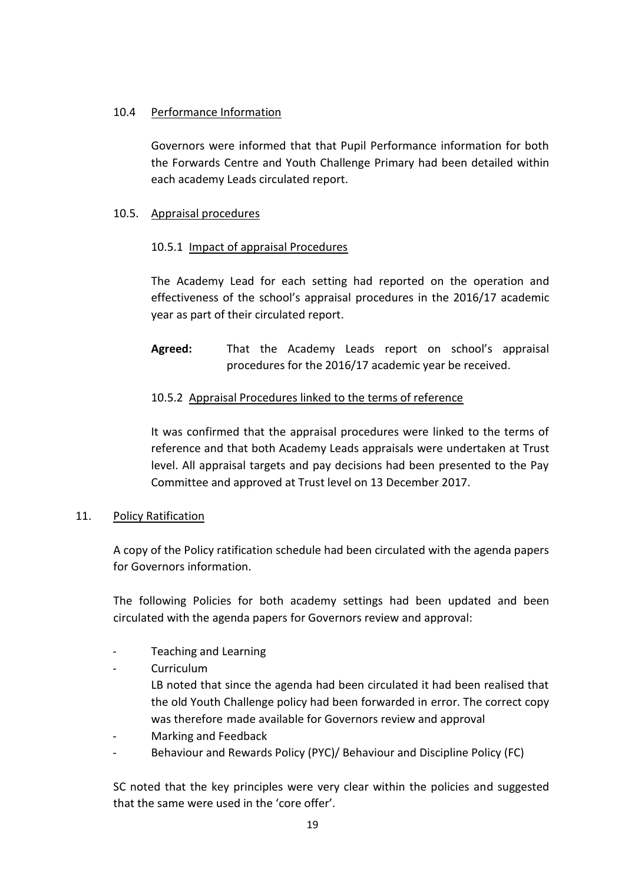### 10.4 Performance Information

Governors were informed that that Pupil Performance information for both the Forwards Centre and Youth Challenge Primary had been detailed within each academy Leads circulated report.

### 10.5. Appraisal procedures

#### 10.5.1 Impact of appraisal Procedures

The Academy Lead for each setting had reported on the operation and effectiveness of the school's appraisal procedures in the 2016/17 academic year as part of their circulated report.

**Agreed:** That the Academy Leads report on school's appraisal procedures for the 2016/17 academic year be received.

#### 10.5.2 Appraisal Procedures linked to the terms of reference

It was confirmed that the appraisal procedures were linked to the terms of reference and that both Academy Leads appraisals were undertaken at Trust level. All appraisal targets and pay decisions had been presented to the Pay Committee and approved at Trust level on 13 December 2017.

## 11. Policy Ratification

A copy of the Policy ratification schedule had been circulated with the agenda papers for Governors information.

The following Policies for both academy settings had been updated and been circulated with the agenda papers for Governors review and approval:

- Teaching and Learning
- Curriculum
  LB noted that since the agenda had been circulated it had been realised that the old Youth Challenge policy had been forwarded in error. The correct copy was therefore made available for Governors review and approval
- Marking and Feedback
- Behaviour and Rewards Policy (PYC)/ Behaviour and Discipline Policy (FC)

SC noted that the key principles were very clear within the policies and suggested that the same were used in the 'core offer'.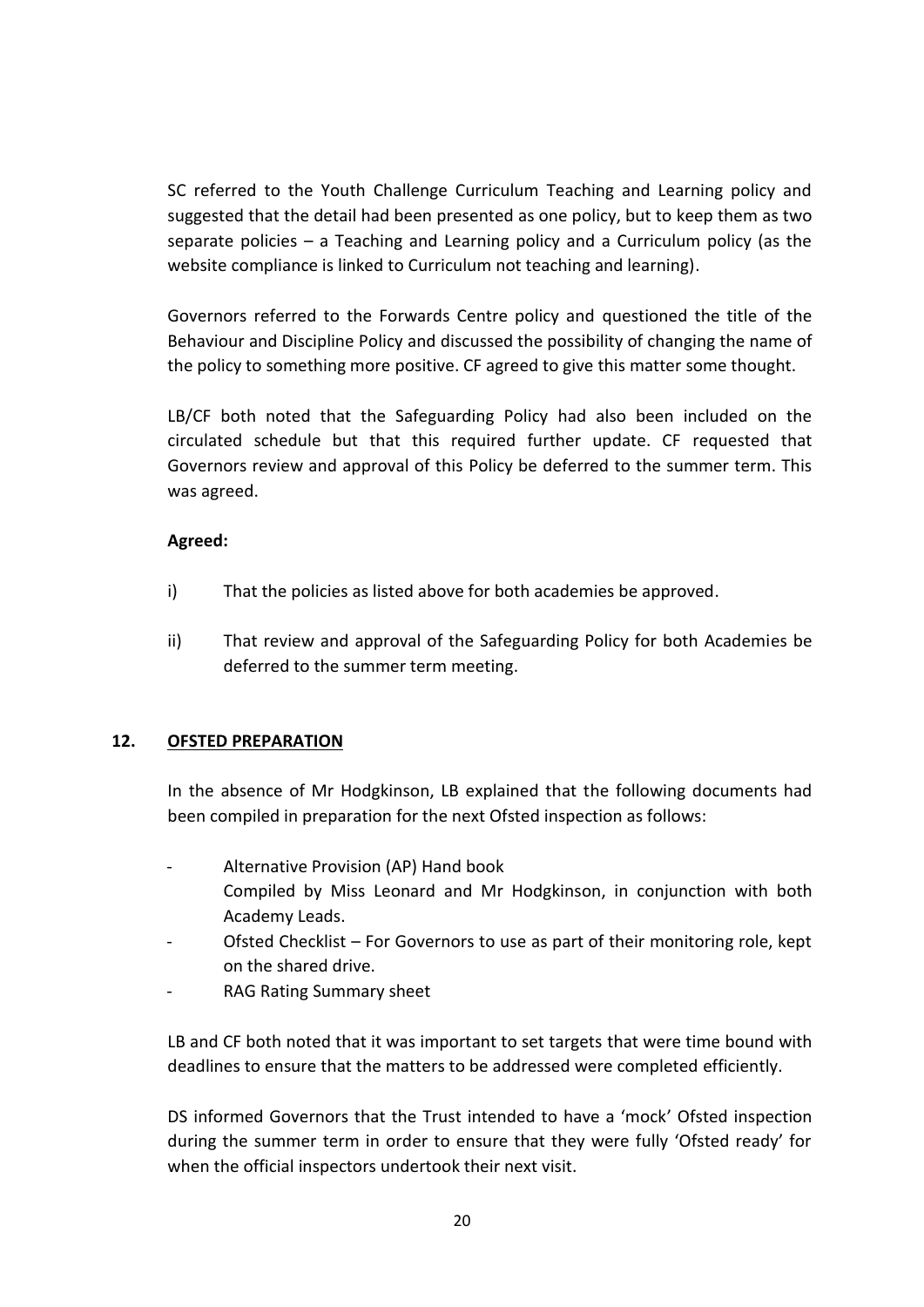SC referred to the Youth Challenge Curriculum Teaching and Learning policy and suggested that the detail had been presented as one policy, but to keep them as two separate policies – a Teaching and Learning policy and a Curriculum policy (as the website compliance is linked to Curriculum not teaching and learning).

Governors referred to the Forwards Centre policy and questioned the title of the Behaviour and Discipline Policy and discussed the possibility of changing the name of the policy to something more positive. CF agreed to give this matter some thought.

LB/CF both noted that the Safeguarding Policy had also been included on the circulated schedule but that this required further update. CF requested that Governors review and approval of this Policy be deferred to the summer term. This was agreed.

**Agreed:**

i) That the policies as listed above for both academies be approved.

ii) That review and approval of the Safeguarding Policy for both Academies be deferred to the summer term meeting.

## 12. <u>OFSTED PREPARATION</u>

In the absence of Mr Hodgkinson, LB explained that the following documents had been compiled in preparation for the next Ofsted inspection as follows:

- Alternative Provision (AP) Hand book
  Compiled by Miss Leonard and Mr Hodgkinson, in conjunction with both Academy Leads.
- Ofsted Checklist – For Governors to use as part of their monitoring role, kept on the shared drive.
- RAG Rating Summary sheet

LB and CF both noted that it was important to set targets that were time bound with deadlines to ensure that the matters to be addressed were completed efficiently.

DS informed Governors that the Trust intended to have a 'mock' Ofsted inspection during the summer term in order to ensure that they were fully 'Ofsted ready' for when the official inspectors undertook their next visit.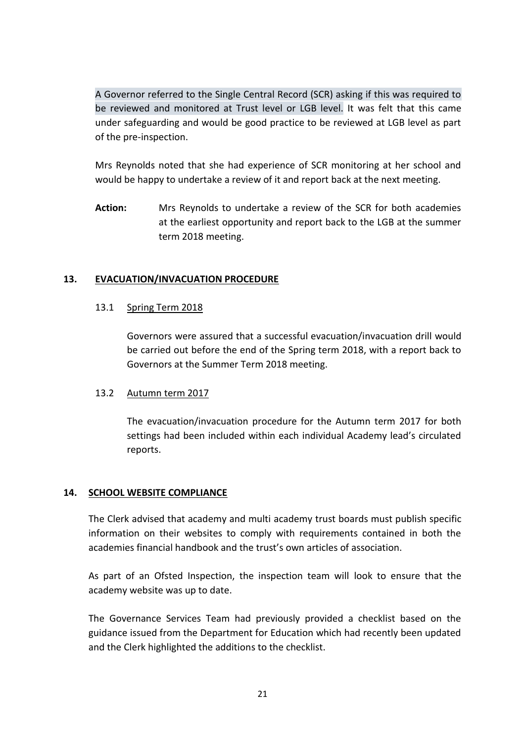A Governor referred to the Single Central Record (SCR) asking if this was required to be reviewed and monitored at Trust level or LGB level. It was felt that this came under safeguarding and would be good practice to be reviewed at LGB level as part of the pre-inspection.

Mrs Reynolds noted that she had experience of SCR monitoring at her school and would be happy to undertake a review of it and report back at the next meeting.

**Action:** Mrs Reynolds to undertake a review of the SCR for both academies at the earliest opportunity and report back to the LGB at the summer term 2018 meeting.

## 13. EVACUATION/INVACUATION PROCEDURE

### 13.1 Spring Term 2018

Governors were assured that a successful evacuation/invacuation drill would be carried out before the end of the Spring term 2018, with a report back to Governors at the Summer Term 2018 meeting.

### 13.2 Autumn term 2017

The evacuation/invacuation procedure for the Autumn term 2017 for both settings had been included within each individual Academy lead's circulated reports.

## 14. SCHOOL WEBSITE COMPLIANCE

The Clerk advised that academy and multi academy trust boards must publish specific information on their websites to comply with requirements contained in both the academies financial handbook and the trust's own articles of association.

As part of an Ofsted Inspection, the inspection team will look to ensure that the academy website was up to date.

The Governance Services Team had previously provided a checklist based on the guidance issued from the Department for Education which had recently been updated and the Clerk highlighted the additions to the checklist.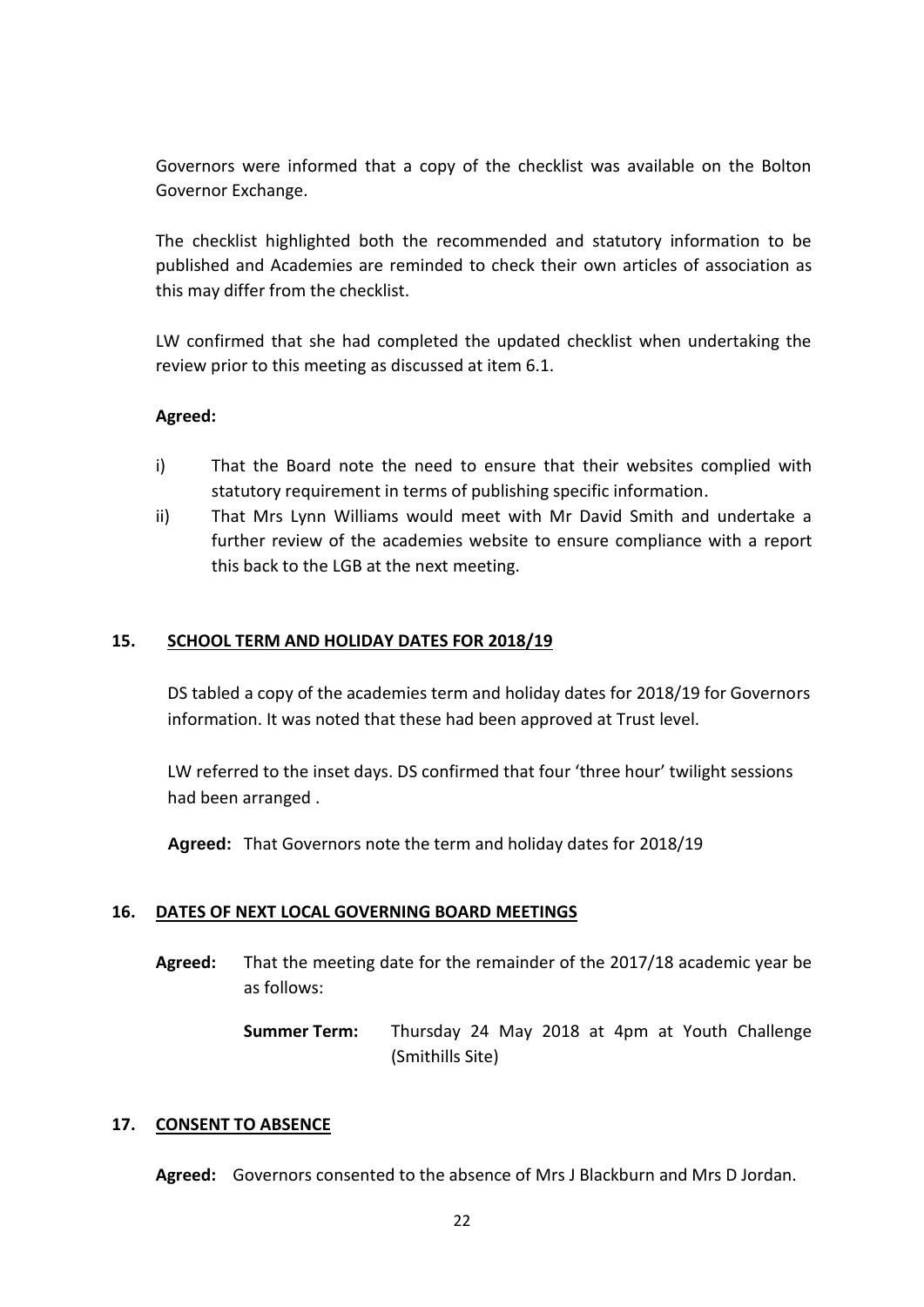Governors were informed that a copy of the checklist was available on the Bolton Governor Exchange.

The checklist highlighted both the recommended and statutory information to be published and Academies are reminded to check their own articles of association as this may differ from the checklist.

LW confirmed that she had completed the updated checklist when undertaking the review prior to this meeting as discussed at item 6.1.

**Agreed:**

i) That the Board note the need to ensure that their websites complied with statutory requirement in terms of publishing specific information.

ii) That Mrs Lynn Williams would meet with Mr David Smith and undertake a further review of the academies website to ensure compliance with a report this back to the LGB at the next meeting.

## 15. SCHOOL TERM AND HOLIDAY DATES FOR 2018/19

DS tabled a copy of the academies term and holiday dates for 2018/19 for Governors information. It was noted that these had been approved at Trust level.

LW referred to the inset days. DS confirmed that four 'three hour' twilight sessions had been arranged .

**Agreed:** That Governors note the term and holiday dates for 2018/19

## 16. DATES OF NEXT LOCAL GOVERNING BOARD MEETINGS

**Agreed:** That the meeting date for the remainder of the 2017/18 academic year be as follows:

**Summer Term:** Thursday 24 May 2018 at 4pm at Youth Challenge (Smithills Site)

## 17. CONSENT TO ABSENCE

**Agreed:** Governors consented to the absence of Mrs J Blackburn and Mrs D Jordan.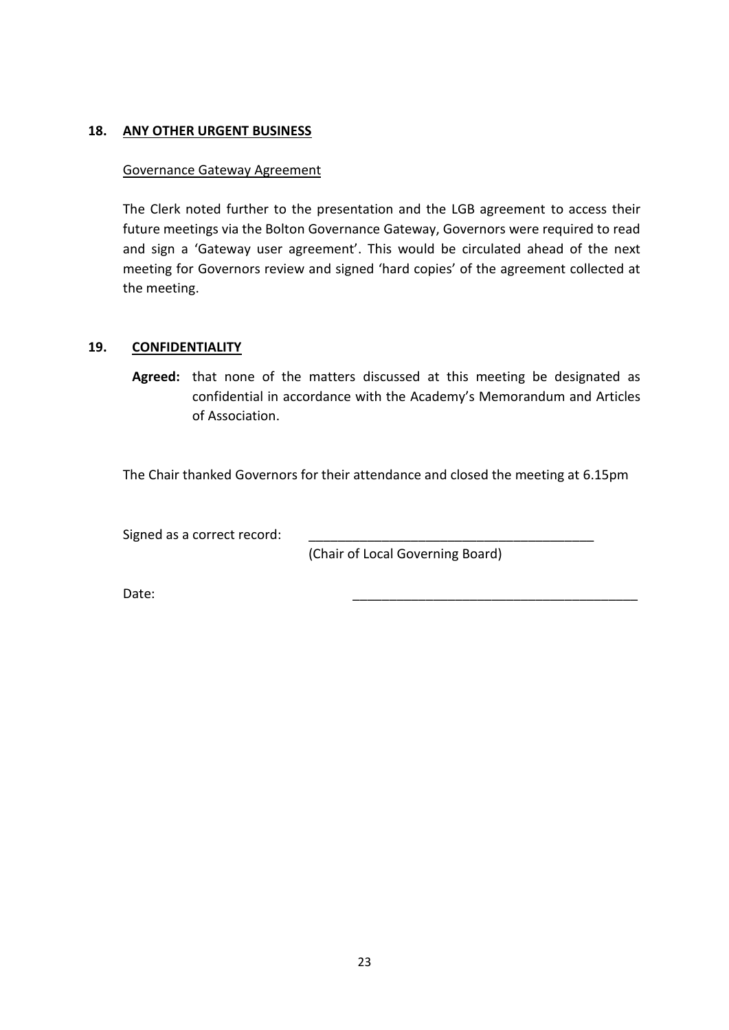## 18. ANY OTHER URGENT BUSINESS

Governance Gateway Agreement

The Clerk noted further to the presentation and the LGB agreement to access their future meetings via the Bolton Governance Gateway, Governors were required to read and sign a 'Gateway user agreement'. This would be circulated ahead of the next meeting for Governors review and signed 'hard copies' of the agreement collected at the meeting.

## 19. CONFIDENTIALITY

**Agreed:** that none of the matters discussed at this meeting be designated as confidential in accordance with the Academy's Memorandum and Articles of Association.

The Chair thanked Governors for their attendance and closed the meeting at 6.15pm

Signed as a correct record: \_\_\_\_\_\_\_\_\_\_\_\_\_\_\_\_\_\_\_\_\_\_\_\_\_\_\_\_\_\_\_\_\_\_\_\_\_\_\_\_
(Chair of Local Governing Board)

Date: \_\_\_\_\_\_\_\_\_\_\_\_\_\_\_\_\_\_\_\_\_\_\_\_\_\_\_\_\_\_\_\_\_\_\_\_\_\_\_\_